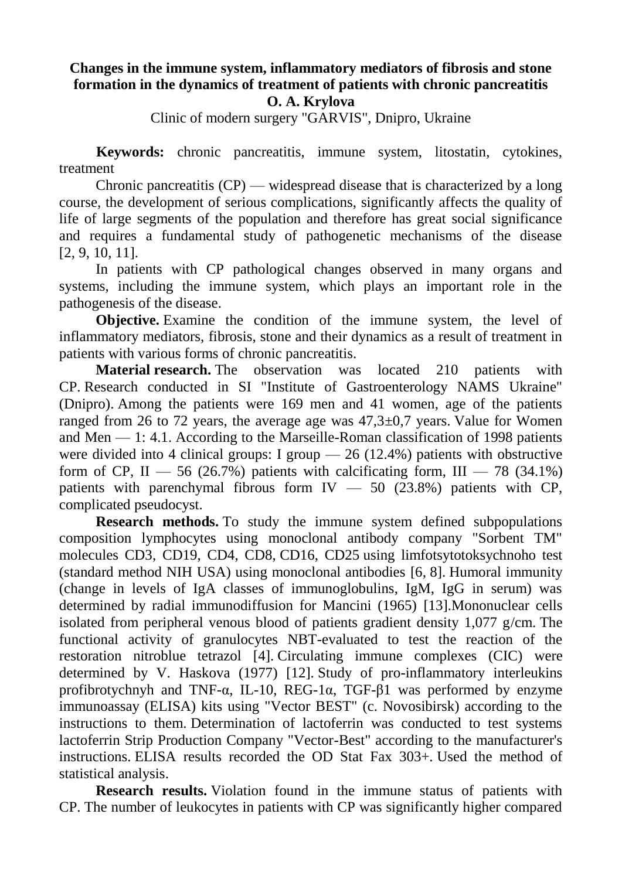# Changes in the immune system, inflammatory mediators of fibrosis and stone formation in the dynamics of treatment of patients with chronic pancreatitis

**O. A. Krylova**

Clinic of modern surgery "GARVIS", Dnipro, Ukraine

**Keywords:** chronic pancreatitis, immune system, litostatin, cytokines, treatment

Chronic pancreatitis (CP) — widespread disease that is characterized by a long course, the development of serious complications, significantly affects the quality of life of large segments of the population and therefore has great social significance and requires a fundamental study of pathogenetic mechanisms of the disease [2, 9, 10, 11].

In patients with CP pathological changes observed in many organs and systems, including the immune system, which plays an important role in the pathogenesis of the disease.

**Objective.** Examine the condition of the immune system, the level of inflammatory mediators, fibrosis, stone and their dynamics as a result of treatment in patients with various forms of chronic pancreatitis.

**Material research.** The observation was located 210 patients with CP. Research conducted in SI "Institute of Gastroenterology NAMS Ukraine" (Dnipro). Among the patients were 169 men and 41 women, age of the patients ranged from 26 to 72 years, the average age was 47,3±0,7 years. Value for Women and Men — 1: 4.1. According to the Marseille-Roman classification of 1998 patients were divided into 4 clinical groups: I group — 26 (12.4%) patients with obstructive form of CP, II — 56 (26.7%) patients with calcificating form, III — 78 (34.1%) patients with parenchymal fibrous form IV — 50 (23.8%) patients with CP, complicated pseudocyst.

**Research methods.** To study the immune system defined subpopulations composition lymphocytes using monoclonal antibody company "Sorbent TM" molecules CD3, CD19, CD4, CD8, CD16, CD25 using limfotsytotoksychnoho test (standard method NIH USA) using monoclonal antibodies [6, 8]. Humoral immunity (change in levels of IgA classes of immunoglobulins, IgM, IgG in serum) was determined by radial immunodiffusion for Mancini (1965) [13].Mononuclear cells isolated from peripheral venous blood of patients gradient density 1,077 g/cm. The functional activity of granulocytes NBT-evaluated to test the reaction of the restoration nitroblue tetrazol [4]. Circulating immune complexes (CIC) were determined by V. Haskova (1977) [12]. Study of pro-inflammatory interleukins profibrotychnyh and TNF-α, IL-10, REG-1α, TGF-β1 was performed by enzyme immunoassay (ELISA) kits using "Vector BEST" (c. Novosibirsk) according to the instructions to them. Determination of lactoferrin was conducted to test systems lactoferrin Strip Production Company "Vector-Best" according to the manufacturer's instructions. ELISA results recorded the OD Stat Fax 303+. Used the method of statistical analysis.

**Research results.** Violation found in the immune status of patients with CP. The number of leukocytes in patients with CP was significantly higher compared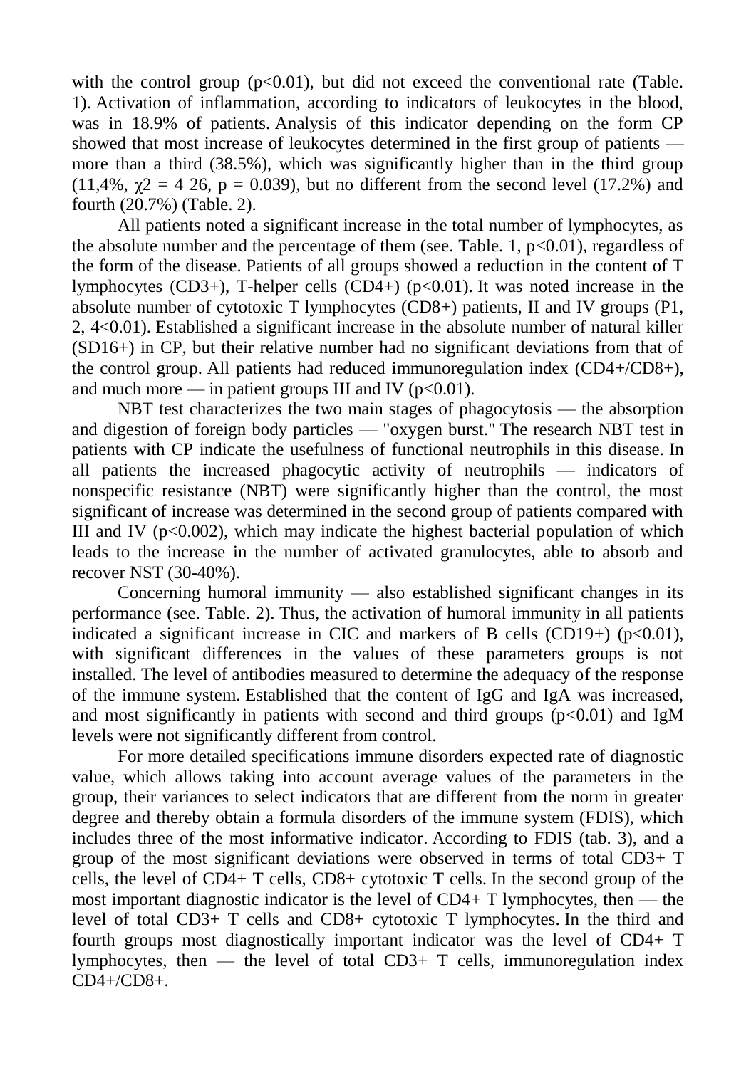with the control group ($p<0.01$), but did not exceed the conventional rate (Table. 1). Activation of inflammation, according to indicators of leukocytes in the blood, was in 18.9% of patients. Analysis of this indicator depending on the form CP showed that most increase of leukocytes determined in the first group of patients — more than a third (38.5%), which was significantly higher than in the third group (11,4%, $\chi2$ = 4 26, $p = 0.039$), but no different from the second level (17.2%) and fourth (20.7%) (Table. 2).

All patients noted a significant increase in the total number of lymphocytes, as the absolute number and the percentage of them (see. Table. 1, $p<0.01$), regardless of the form of the disease. Patients of all groups showed a reduction in the content of T lymphocytes (CD3+), T-helper cells (CD4+) ($p<0.01$). It was noted increase in the absolute number of cytotoxic T lymphocytes (CD8+) patients, II and IV groups (P1, 2, 4<0.01). Established a significant increase in the absolute number of natural killer (SD16+) in CP, but their relative number had no significant deviations from that of the control group. All patients had reduced immunoregulation index (CD4+/CD8+), and much more — in patient groups III and IV ($p<0.01$).

NBT test characterizes the two main stages of phagocytosis — the absorption and digestion of foreign body particles — "oxygen burst." The research NBT test in patients with CP indicate the usefulness of functional neutrophils in this disease. In all patients the increased phagocytic activity of neutrophils — indicators of nonspecific resistance (NBT) were significantly higher than the control, the most significant of increase was determined in the second group of patients compared with III and IV ($p<0.002$), which may indicate the highest bacterial population of which leads to the increase in the number of activated granulocytes, able to absorb and recover NST (30-40%).

Concerning humoral immunity — also established significant changes in its performance (see. Table. 2). Thus, the activation of humoral immunity in all patients indicated a significant increase in CIC and markers of B cells (CD19+) ($p<0.01$), with significant differences in the values of these parameters groups is not installed. The level of antibodies measured to determine the adequacy of the response of the immune system. Established that the content of IgG and IgA was increased, and most significantly in patients with second and third groups ($p<0.01$) and IgM levels were not significantly different from control.

For more detailed specifications immune disorders expected rate of diagnostic value, which allows taking into account average values of the parameters in the group, their variances to select indicators that are different from the norm in greater degree and thereby obtain a formula disorders of the immune system (FDIS), which includes three of the most informative indicator. According to FDIS (tab. 3), and a group of the most significant deviations were observed in terms of total CD3+ T cells, the level of CD4+ T cells, CD8+ cytotoxic T cells. In the second group of the most important diagnostic indicator is the level of CD4+ T lymphocytes, then — the level of total CD3+ T cells and CD8+ cytotoxic T lymphocytes. In the third and fourth groups most diagnostically important indicator was the level of CD4+ T lymphocytes, then — the level of total CD3+ T cells, immunoregulation index CD4+/CD8+.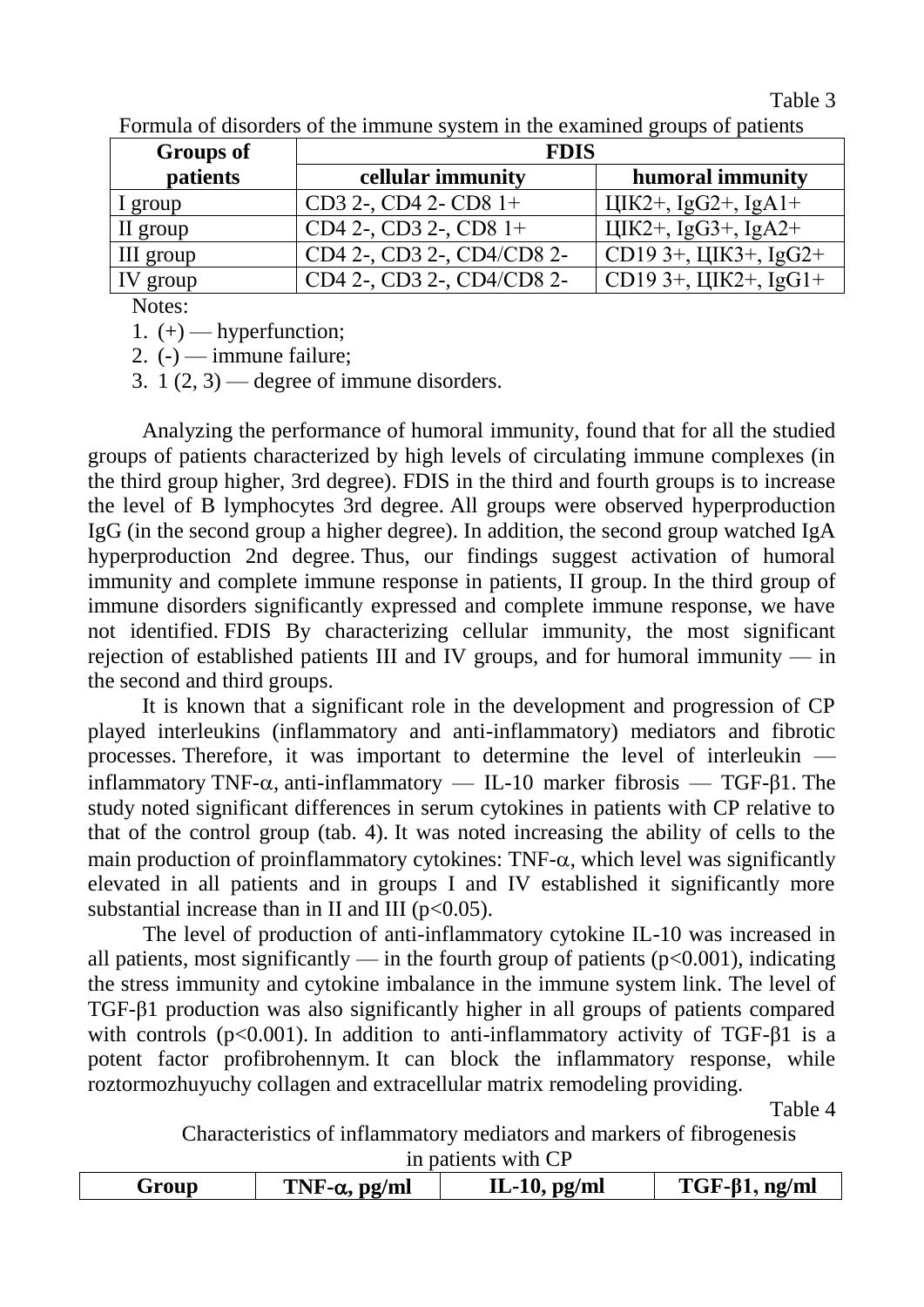Table 3

Formula of disorders of the immune system in the examined groups of patients

| Groups of patients | FDIS | |
|---|---|---|
| | cellular immunity | humoral immunity |
| I group | CD3 2-, CD4 2- CD8 1+ | ЦІК2+, IgG2+, IgA1+ |
| II group | CD4 2-, CD3 2-, CD8 1+ | ЦІК2+, IgG3+, IgA2+ |
| III group | CD4 2-, CD3 2-, CD4/CD8 2- | CD19 3+, ЦІК3+, IgG2+ |
| IV group | CD4 2-, CD3 2-, CD4/CD8 2- | CD19 3+, ЦІК2+, IgG1+ |

Notes:

1. (+) — hyperfunction;
2. (-) — immune failure;
3. 1 (2, 3) — degree of immune disorders.

Analyzing the performance of humoral immunity, found that for all the studied groups of patients characterized by high levels of circulating immune complexes (in the third group higher, 3rd degree). FDIS in the third and fourth groups is to increase the level of B lymphocytes 3rd degree. All groups were observed hyperproduction IgG (in the second group a higher degree). In addition, the second group watched IgA hyperproduction 2nd degree. Thus, our findings suggest activation of humoral immunity and complete immune response in patients, II group. In the third group of immune disorders significantly expressed and complete immune response, we have not identified. FDIS By characterizing cellular immunity, the most significant rejection of established patients III and IV groups, and for humoral immunity — in the second and third groups.

It is known that a significant role in the development and progression of CP played interleukins (inflammatory and anti-inflammatory) mediators and fibrotic processes. Therefore, it was important to determine the level of interleukin — inflammatory TNF-$\alpha$, anti-inflammatory — IL-10 marker fibrosis — TGF-$\beta$1. The study noted significant differences in serum cytokines in patients with CP relative to that of the control group (tab. 4). It was noted increasing the ability of cells to the main production of proinflammatory cytokines: TNF-$\alpha$, which level was significantly elevated in all patients and in groups I and IV established it significantly more substantial increase than in II and III ($p<0.05$).

The level of production of anti-inflammatory cytokine IL-10 was increased in all patients, most significantly — in the fourth group of patients ($p<0.001$), indicating the stress immunity and cytokine imbalance in the immune system link. The level of TGF-$\beta$1 production was also significantly higher in all groups of patients compared with controls ($p<0.001$). In addition to anti-inflammatory activity of TGF-$\beta$1 is a potent factor profibrohennym. It can block the inflammatory response, while roztormozhuyuchy collagen and extracellular matrix remodeling providing.

Table 4

Characteristics of inflammatory mediators and markers of fibrogenesis in patients with CP

| Group | TNF-$\alpha$, pg/ml | IL-10, pg/ml | TGF-$\beta$1, ng/ml |
|---|---|---|---|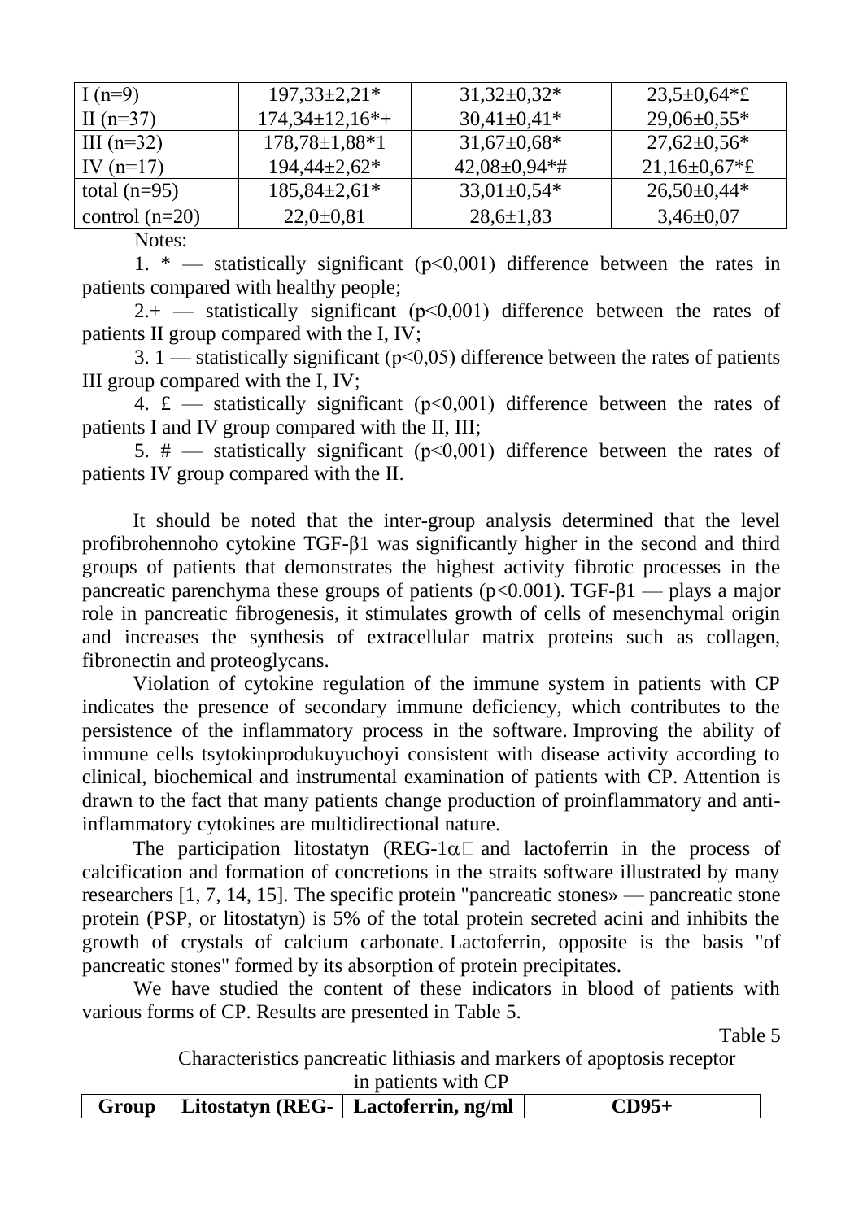| I (n=9) | 197,33±2,21* | 31,32±0,32* | 23,5±0,64*£ |
|---|---|---|---|
| II (n=37) | 174,34±12,16*+ | 30,41±0,41* | 29,06±0,55* |
| III (n=32) | 178,78±1,88*1 | 31,67±0,68* | 27,62±0,56* |
| IV (n=17) | 194,44±2,62* | 42,08±0,94*# | 21,16±0,67*£ |
| total (n=95) | 185,84±2,61* | 33,01±0,54* | 26,50±0,44* |
| control (n=20) | 22,0±0,81 | 28,6±1,83 | 3,46±0,07 |

Notes:

1. * — statistically significant ($p<0,001$) difference between the rates in patients compared with healthy people;

2.+ — statistically significant ($p<0,001$) difference between the rates of patients II group compared with the I, IV;

3. 1 — statistically significant ($p<0,05$) difference between the rates of patients III group compared with the I, IV;

4. £ — statistically significant ($p<0,001$) difference between the rates of patients I and IV group compared with the II, III;

5. # — statistically significant ($p<0,001$) difference between the rates of patients IV group compared with the II.

It should be noted that the inter-group analysis determined that the level profibrohennoho cytokine TGF-β1 was significantly higher in the second and third groups of patients that demonstrates the highest activity fibrotic processes in the pancreatic parenchyma these groups of patients ($p<0.001$). TGF-β1 — plays a major role in pancreatic fibrogenesis, it stimulates growth of cells of mesenchymal origin and increases the synthesis of extracellular matrix proteins such as collagen, fibronectin and proteoglycans.

Violation of cytokine regulation of the immune system in patients with CP indicates the presence of secondary immune deficiency, which contributes to the persistence of the inflammatory process in the software. Improving the ability of immune cells tsytokinprodukuyuchoyi consistent with disease activity according to clinical, biochemical and instrumental examination of patients with CP. Attention is drawn to the fact that many patients change production of proinflammatory and anti-inflammatory cytokines are multidirectional nature.

The participation litostatyn (REG-1α and lactoferrin in the process of calcification and formation of concretions in the straits software illustrated by many researchers [1, 7, 14, 15]. The specific protein "pancreatic stones» — pancreatic stone protein (PSP, or litostatyn) is 5% of the total protein secreted acini and inhibits the growth of crystals of calcium carbonate. Lactoferrin, opposite is the basis "of pancreatic stones" formed by its absorption of protein precipitates.

We have studied the content of these indicators in blood of patients with various forms of CP. Results are presented in Table 5.

Table 5

Characteristics pancreatic lithiasis and markers of apoptosis receptor in patients with CP

| **Group** | **Litostatyn (REG-** | **Lactoferrin, ng/ml** | **CD95+** |
|---|---|---|---|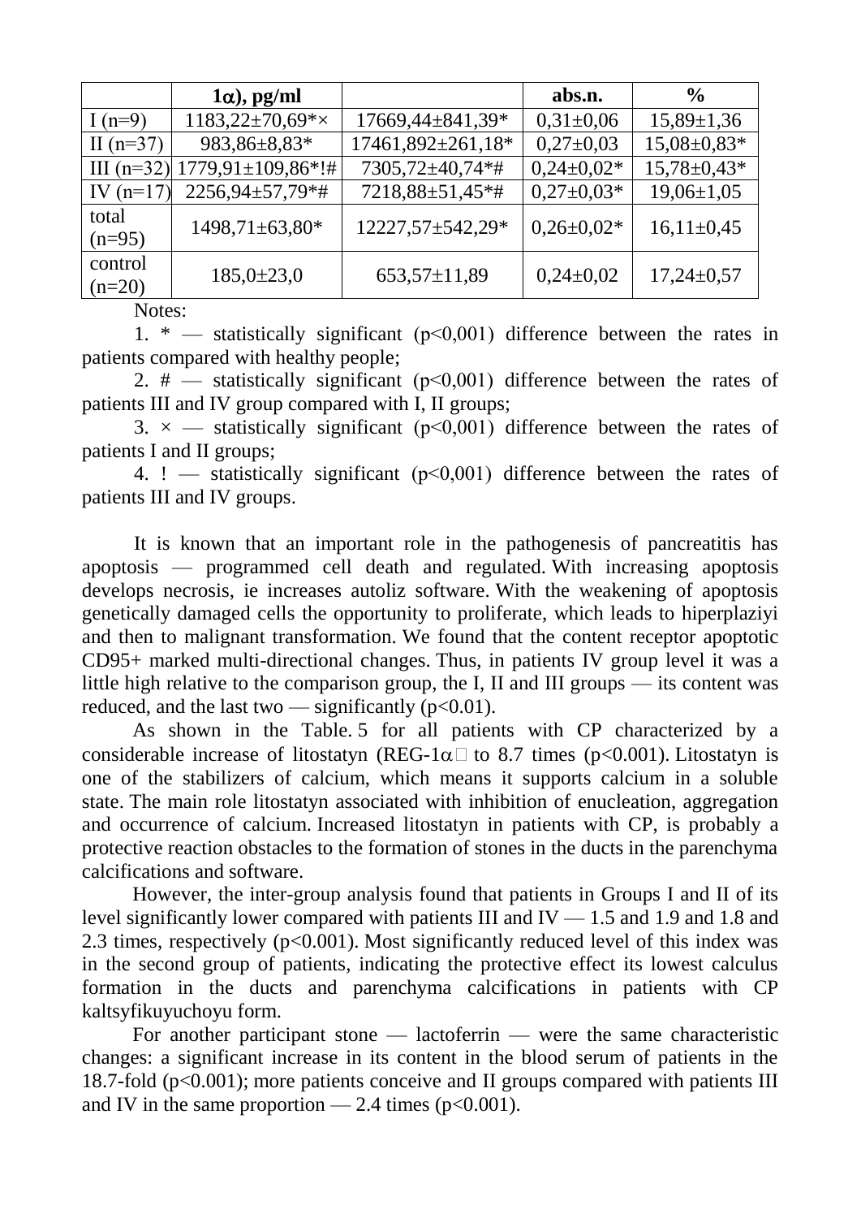|  | 1α), pg/ml |  | abs.n. | % |
|---|---|---|---|---|
| I (n=9) | 1183,22±70,69*× | 17669,44±841,39* | 0,31±0,06 | 15,89±1,36 |
| II (n=37) | 983,86±8,83* | 17461,892±261,18* | 0,27±0,03 | 15,08±0,83* |
| III (n=32) | 1779,91±109,86*!# | 7305,72±40,74*# | 0,24±0,02* | 15,78±0,43* |
| IV (n=17) | 2256,94±57,79*# | 7218,88±51,45*# | 0,27±0,03* | 19,06±1,05 |
| total (n=95) | 1498,71±63,80* | 12227,57±542,29* | 0,26±0,02* | 16,11±0,45 |
| control (n=20) | 185,0±23,0 | 653,57±11,89 | 0,24±0,02 | 17,24±0,57 |

Notes:

1. * — statistically significant (p<0,001) difference between the rates in patients compared with healthy people;

2. # — statistically significant (p<0,001) difference between the rates of patients III and IV group compared with I, II groups;

3. × — statistically significant (p<0,001) difference between the rates of patients I and II groups;

4. ! — statistically significant (p<0,001) difference between the rates of patients III and IV groups.

It is known that an important role in the pathogenesis of pancreatitis has apoptosis — programmed cell death and regulated. With increasing apoptosis develops necrosis, ie increases autoliz software. With the weakening of apoptosis genetically damaged cells the opportunity to proliferate, which leads to hiperplaziyi and then to malignant transformation. We found that the content receptor apoptotic CD95+ marked multi-directional changes. Thus, in patients IV group level it was a little high relative to the comparison group, the I, II and III groups — its content was reduced, and the last two — significantly (p<0.01).

As shown in the Table. 5 for all patients with CP characterized by a considerable increase of litostatyn (REG-1α to 8.7 times (p<0.001). Litostatyn is one of the stabilizers of calcium, which means it supports calcium in a soluble state. The main role litostatyn associated with inhibition of enucleation, aggregation and occurrence of calcium. Increased litostatyn in patients with CP, is probably a protective reaction obstacles to the formation of stones in the ducts in the parenchyma calcifications and software.

However, the inter-group analysis found that patients in Groups I and II of its level significantly lower compared with patients III and IV — 1.5 and 1.9 and 1.8 and 2.3 times, respectively (p<0.001). Most significantly reduced level of this index was in the second group of patients, indicating the protective effect its lowest calculus formation in the ducts and parenchyma calcifications in patients with CP kaltsyfikuyuchoyu form.

For another participant stone — lactoferrin — were the same characteristic changes: a significant increase in its content in the blood serum of patients in the 18.7-fold (p<0.001); more patients conceive and II groups compared with patients III and IV in the same proportion — 2.4 times (p<0.001).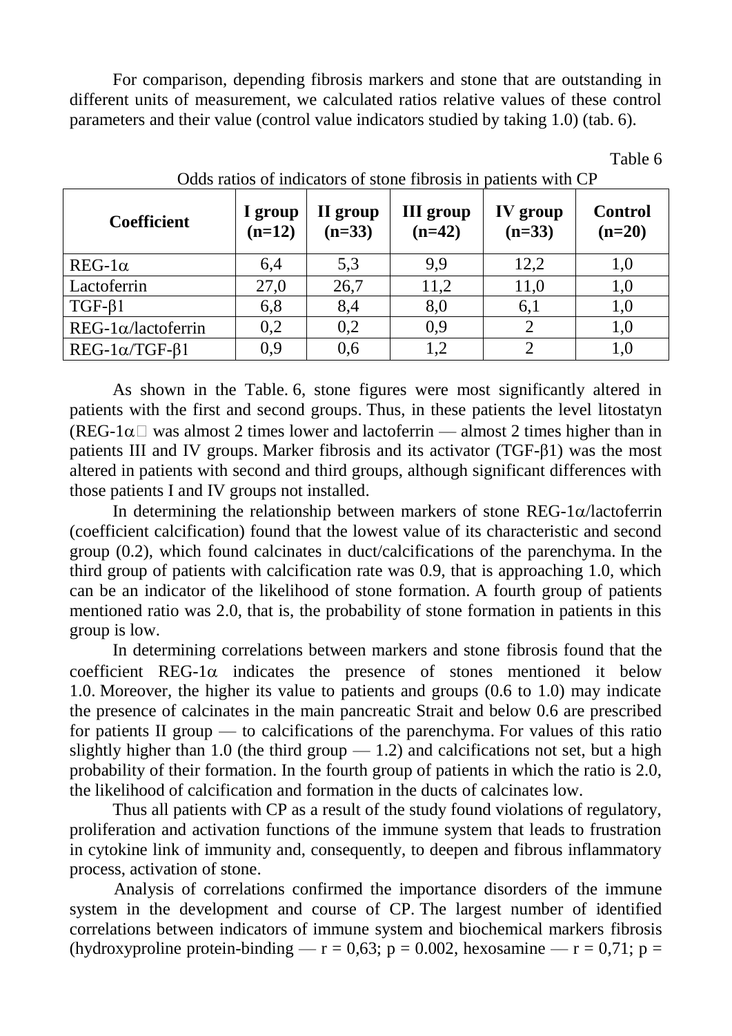For comparison, depending fibrosis markers and stone that are outstanding in different units of measurement, we calculated ratios relative values of these control parameters and their value (control value indicators studied by taking 1.0) (tab. 6).

Table 6

Odds ratios of indicators of stone fibrosis in patients with CP

| Coefficient | I group (n=12) | II group (n=33) | III group (n=42) | IV group (n=33) | Control (n=20) |
|---|---|---|---|---|---|
| REG-1α | 6,4 | 5,3 | 9,9 | 12,2 | 1,0 |
| Lactoferrin | 27,0 | 26,7 | 11,2 | 11,0 | 1,0 |
| TGF-β1 | 6,8 | 8,4 | 8,0 | 6,1 | 1,0 |
| REG-1α/lactoferrin | 0,2 | 0,2 | 0,9 | 2 | 1,0 |
| REG-1α/TGF-β1 | 0,9 | 0,6 | 1,2 | 2 | 1,0 |

As shown in the Table. 6, stone figures were most significantly altered in patients with the first and second groups. Thus, in these patients the level litostatyn (REG-1α was almost 2 times lower and lactoferrin — almost 2 times higher than in patients III and IV groups. Marker fibrosis and its activator (TGF-β1) was the most altered in patients with second and third groups, although significant differences with those patients I and IV groups not installed.

In determining the relationship between markers of stone REG-1α/lactoferrin (coefficient calcification) found that the lowest value of its characteristic and second group (0.2), which found calcinates in duct/calcifications of the parenchyma. In the third group of patients with calcification rate was 0.9, that is approaching 1.0, which can be an indicator of the likelihood of stone formation. A fourth group of patients mentioned ratio was 2.0, that is, the probability of stone formation in patients in this group is low.

In determining correlations between markers and stone fibrosis found that the coefficient REG-1α indicates the presence of stones mentioned it below 1.0. Moreover, the higher its value to patients and groups (0.6 to 1.0) may indicate the presence of calcinates in the main pancreatic Strait and below 0.6 are prescribed for patients II group — to calcifications of the parenchyma. For values of this ratio slightly higher than 1.0 (the third group — 1.2) and calcifications not set, but a high probability of their formation. In the fourth group of patients in which the ratio is 2.0, the likelihood of calcification and formation in the ducts of calcinates low.

Thus all patients with CP as a result of the study found violations of regulatory, proliferation and activation functions of the immune system that leads to frustration in cytokine link of immunity and, consequently, to deepen and fibrous inflammatory process, activation of stone.

Analysis of correlations confirmed the importance disorders of the immune system in the development and course of CP. The largest number of identified correlations between indicators of immune system and biochemical markers fibrosis (hydroxyproline protein-binding — $r = 0,63$; $p = 0.002$, hexosamine — $r = 0,71$; $p =$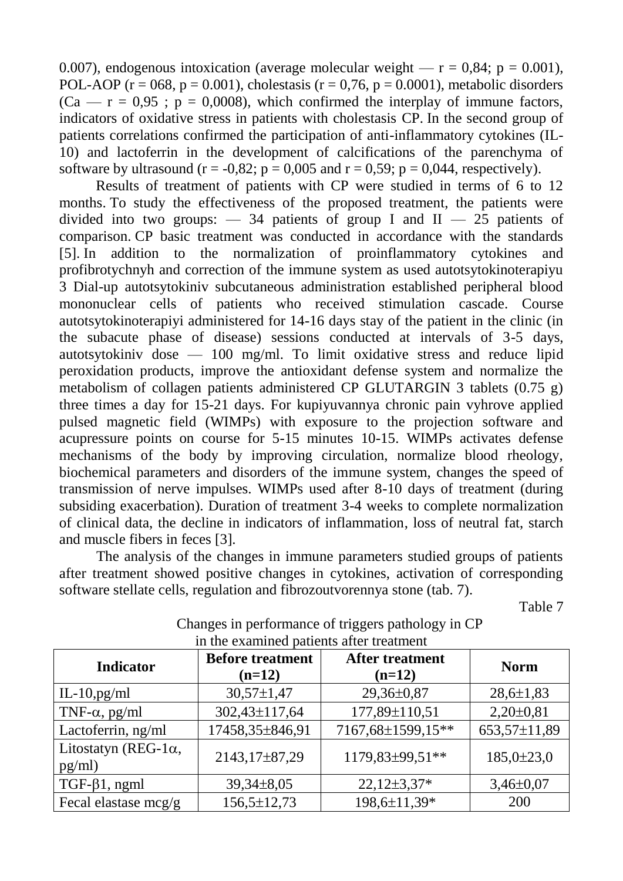0.007), endogenous intoxication (average molecular weight — $r = 0,84$; $p = 0.001$), POL-AOP ($r = 068$, $p = 0.001$), cholestasis ($r = 0,76$, $p = 0.0001$), metabolic disorders (Ca — $r = 0,95$ ; $p = 0,0008$), which confirmed the interplay of immune factors, indicators of oxidative stress in patients with cholestasis CP. In the second group of patients correlations confirmed the participation of anti-inflammatory cytokines (IL-10) and lactoferrin in the development of calcifications of the parenchyma of software by ultrasound ($r = -0,82$; $p = 0,005$ and $r = 0,59$; $p = 0,044$, respectively).

Results of treatment of patients with CP were studied in terms of 6 to 12 months. To study the effectiveness of the proposed treatment, the patients were divided into two groups: — 34 patients of group I and II — 25 patients of comparison. CP basic treatment was conducted in accordance with the standards [5]. In addition to the normalization of proinflammatory cytokines and profibrotychnyh and correction of the immune system as used autotsytokinoterapiyu 3 Dial-up autotsytokiniv subcutaneous administration established peripheral blood mononuclear cells of patients who received stimulation cascade. Course autotsytokinoterapiyi administered for 14-16 days stay of the patient in the clinic (in the subacute phase of disease) sessions conducted at intervals of 3-5 days, autotsytokiniv dose — 100 mg/ml. To limit oxidative stress and reduce lipid peroxidation products, improve the antioxidant defense system and normalize the metabolism of collagen patients administered CP GLUTARGIN 3 tablets (0.75 g) three times a day for 15-21 days. For kupiyuvannya chronic pain vyhrove applied pulsed magnetic field (WIMPs) with exposure to the projection software and acupressure points on course for 5-15 minutes 10-15. WIMPs activates defense mechanisms of the body by improving circulation, normalize blood rheology, biochemical parameters and disorders of the immune system, changes the speed of transmission of nerve impulses. WIMPs used after 8-10 days of treatment (during subsiding exacerbation). Duration of treatment 3-4 weeks to complete normalization of clinical data, the decline in indicators of inflammation, loss of neutral fat, starch and muscle fibers in feces [3].

The analysis of the changes in immune parameters studied groups of patients after treatment showed positive changes in cytokines, activation of corresponding software stellate cells, regulation and fibrozoutvorennya stone (tab. 7).

Table 7

Changes in performance of triggers pathology in CP in the examined patients after treatment

| Indicator | Before treatment (n=12) | After treatment (n=12) | Norm |
|---|---|---|---|
| IL-10,pg/ml | 30,57±1,47 | 29,36±0,87 | 28,6±1,83 |
| TNF-α, pg/ml | 302,43±117,64 | 177,89±110,51 | 2,20±0,81 |
| Lactoferrin, ng/ml | 17458,35±846,91 | 7167,68±1599,15** | 653,57±11,89 |
| Litostatyn (REG-1α, pg/ml) | 2143,17±87,29 | 1179,83±99,51** | 185,0±23,0 |
| TGF-β1, ngml | 39,34±8,05 | 22,12±3,37* | 3,46±0,07 |
| Fecal elastase mcg/g | 156,5±12,73 | 198,6±11,39* | 200 |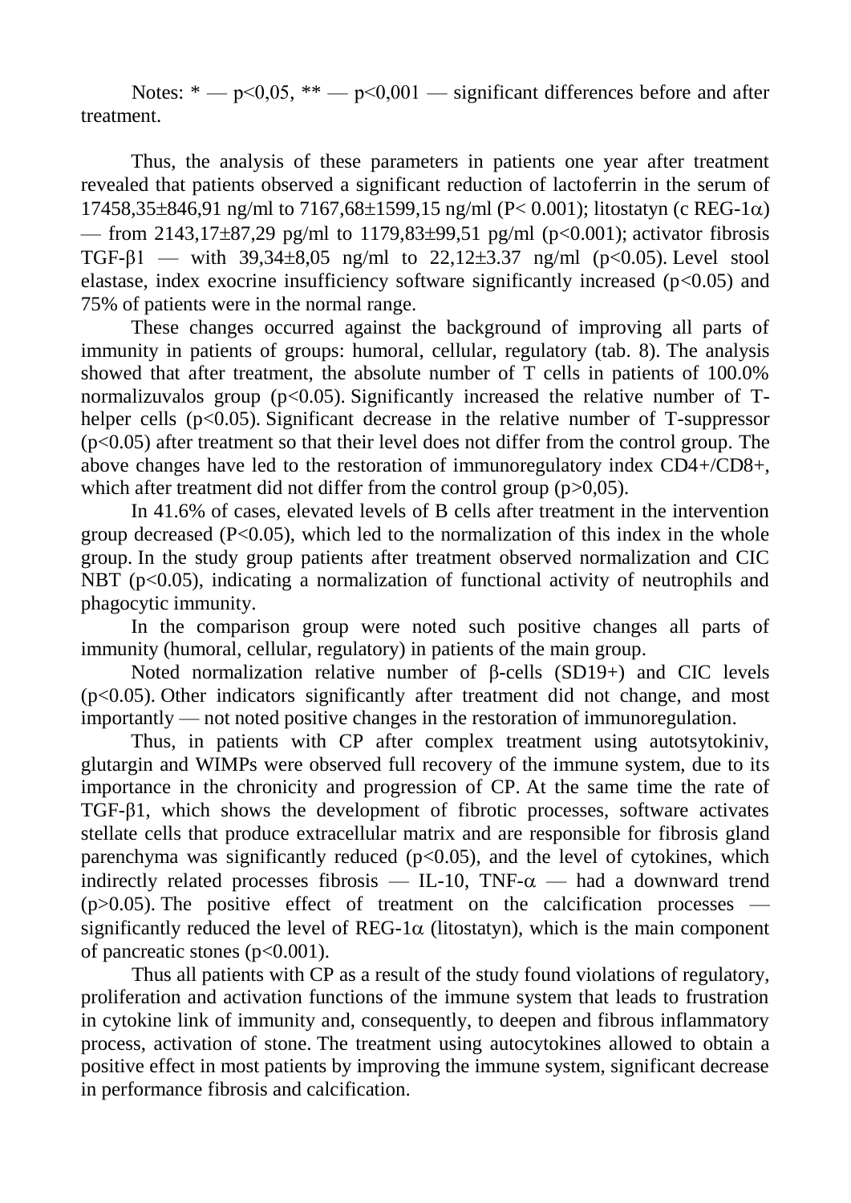Notes: * — $p<0,05$, ** — $p<0,001$ — significant differences before and after treatment.

Thus, the analysis of these parameters in patients one year after treatment revealed that patients observed a significant reduction of lactoferrin in the serum of 17458,35±846,91 ng/ml to 7167,68±1599,15 ng/ml ($P< 0.001$); litostatyn (c REG-1$\alpha$) — from 2143,17±87,29 pg/ml to 1179,83±99,51 pg/ml ($p<0.001$); activator fibrosis TGF-$\beta$1 — with 39,34±8,05 ng/ml to 22,12±3.37 ng/ml ($p<0.05$). Level stool elastase, index exocrine insufficiency software significantly increased ($p<0.05$) and 75% of patients were in the normal range.

These changes occurred against the background of improving all parts of immunity in patients of groups: humoral, cellular, regulatory (tab. 8). The analysis showed that after treatment, the absolute number of T cells in patients of 100.0% normalizuvalos group ($p<0.05$). Significantly increased the relative number of T-helper cells ($p<0.05$). Significant decrease in the relative number of T-suppressor ($p<0.05$) after treatment so that their level does not differ from the control group. The above changes have led to the restoration of immunoregulatory index CD4+/CD8+, which after treatment did not differ from the control group ($p>0,05$).

In 41.6% of cases, elevated levels of B cells after treatment in the intervention group decreased ($P<0.05$), which led to the normalization of this index in the whole group. In the study group patients after treatment observed normalization and CIC NBT ($p<0.05$), indicating a normalization of functional activity of neutrophils and phagocytic immunity.

In the comparison group were noted such positive changes all parts of immunity (humoral, cellular, regulatory) in patients of the main group.

Noted normalization relative number of $\beta$-cells (SD19+) and CIC levels ($p<0.05$). Other indicators significantly after treatment did not change, and most importantly — not noted positive changes in the restoration of immunoregulation.

Thus, in patients with CP after complex treatment using autotsytokiniv, glutargin and WIMPs were observed full recovery of the immune system, due to its importance in the chronicity and progression of CP. At the same time the rate of TGF-$\beta$1, which shows the development of fibrotic processes, software activates stellate cells that produce extracellular matrix and are responsible for fibrosis gland parenchyma was significantly reduced ($p<0.05$), and the level of cytokines, which indirectly related processes fibrosis — IL-10, TNF-$\alpha$ — had a downward trend ($p>0.05$). The positive effect of treatment on the calcification processes — significantly reduced the level of REG-1$\alpha$ (litostatyn), which is the main component of pancreatic stones ($p<0.001$).

Thus all patients with CP as a result of the study found violations of regulatory, proliferation and activation functions of the immune system that leads to frustration in cytokine link of immunity and, consequently, to deepen and fibrous inflammatory process, activation of stone. The treatment using autocytokines allowed to obtain a positive effect in most patients by improving the immune system, significant decrease in performance fibrosis and calcification.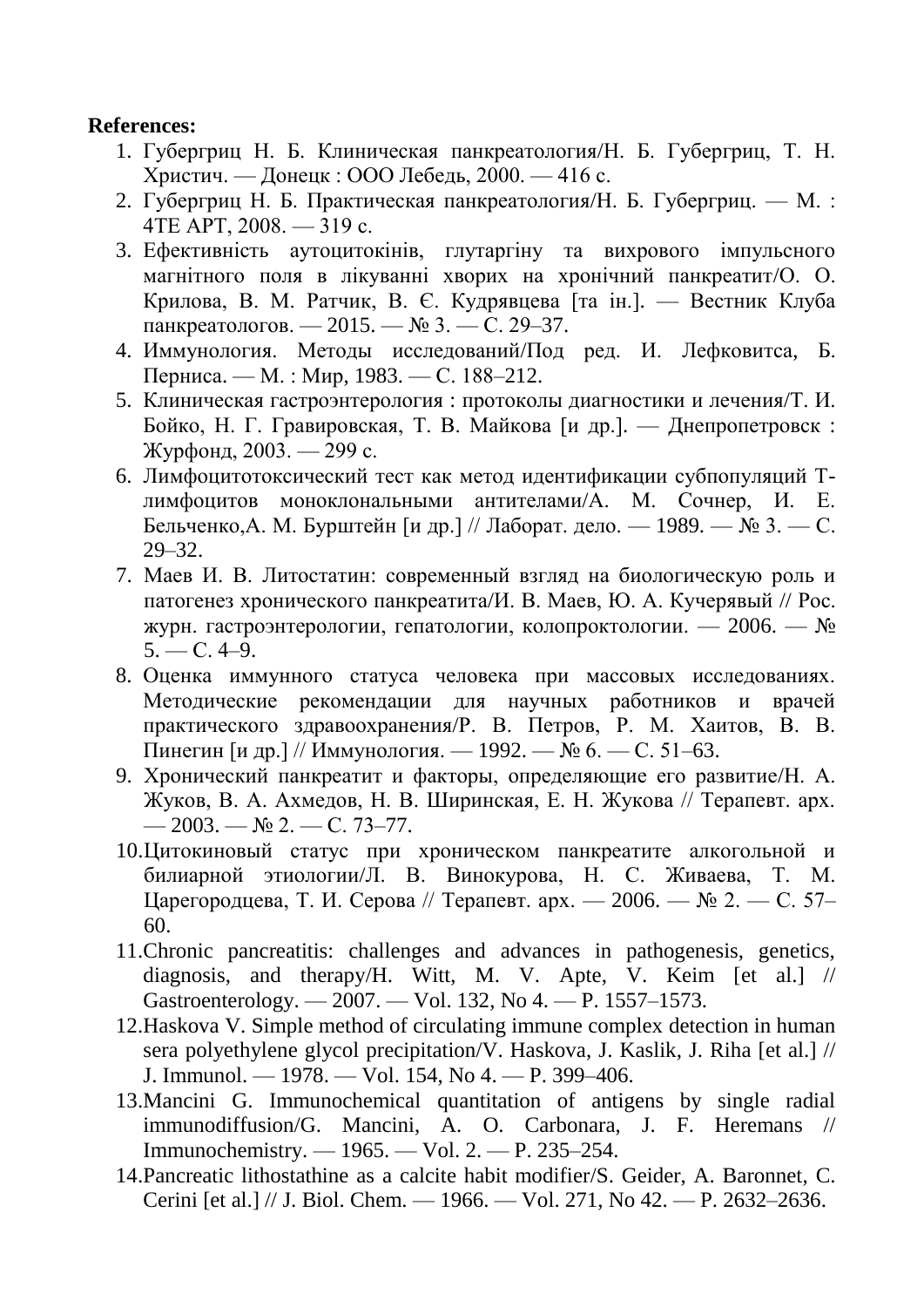**References:**

1. Губергриц Н. Б. Клиническая панкреатология/Н. Б. Губергриц, Т. Н. Христич. — Донецк : ООО Лебедь, 2000. — 416 с.
2. Губергриц Н. Б. Практическая панкреатология/Н. Б. Губергриц. — М. : 4ТЕ АРТ, 2008. — 319 с.
3. Ефективність аутоцитокінів, глутаргіну та вихрового імпульсного магнітного поля в лікуванні хворих на хронічний панкреатит/О. О. Крилова, В. М. Ратчик, В. Є. Кудрявцева [та ін.]. — Вестник Клуба панкреатологов. — 2015. — № 3. — С. 29–37.
4. Иммунология. Методы исследований/Под ред. И. Лефковитса, Б. Перниса. — М. : Мир, 1983. — С. 188–212.
5. Клиническая гастроэнтерология : протоколы диагностики и лечения/Т. И. Бойко, Н. Г. Гравировская, Т. В. Майкова [и др.]. — Днепропетровск : Журфонд, 2003. — 299 с.
6. Лимфоцитотоксический тест как метод идентификации субпопуляций Т-лимфоцитов моноклональными антителами/А. М. Сочнер, И. Е. Бельченко,А. М. Бурштейн [и др.] // Лаборат. дело. — 1989. — № 3. — С. 29–32.
7. Маев И. В. Литостатин: современный взгляд на биологическую роль и патогенез хронического панкреатита/И. В. Маев, Ю. А. Кучерявый // Рос. журн. гастроэнтерологии, гепатологии, колопроктологии. — 2006. — № 5. — С. 4–9.
8. Оценка иммунного статуса человека при массовых исследованиях. Методические рекомендации для научных работников и врачей практического здравоохранения/Р. В. Петров, Р. М. Хаитов, В. В. Пинегин [и др.] // Иммунология. — 1992. — № 6. — С. 51–63.
9. Хронический панкреатит и факторы, определяющие его развитие/Н. А. Жуков, В. А. Ахмедов, Н. В. Ширинская, Е. Н. Жукова // Терапевт. арх. — 2003. — № 2. — С. 73–77.
10. Цитокиновый статус при хроническом панкреатите алкогольной и билиарной этиологии/Л. В. Винокурова, Н. С. Живаева, Т. М. Царегородцева, Т. И. Серова // Терапевт. арх. — 2006. — № 2. — С. 57–60.
11. Chronic pancreatitis: challenges and advances in pathogenesis, genetics, diagnosis, and therapy/H. Witt, M. V. Apte, V. Keim [et al.] // Gastroenterology. — 2007. — Vol. 132, No 4. — P. 1557–1573.
12. Haskova V. Simple method of circulating immune complex detection in human sera polyethylene glycol precipitation/V. Haskova, J. Kaslik, J. Riha [et al.] // J. Immunol. — 1978. — Vol. 154, No 4. — P. 399–406.
13. Mancini G. Immunochemical quantitation of antigens by single radial immunodiffusion/G. Mancini, A. O. Carbonara, J. F. Heremans // Immunochemistry. — 1965. — Vol. 2. — P. 235–254.
14. Pancreatic lithostathine as a calcite habit modifier/S. Geider, A. Baronnet, C. Cerini [et al.] // J. Biol. Chem. — 1966. — Vol. 271, No 42. — P. 2632–2636.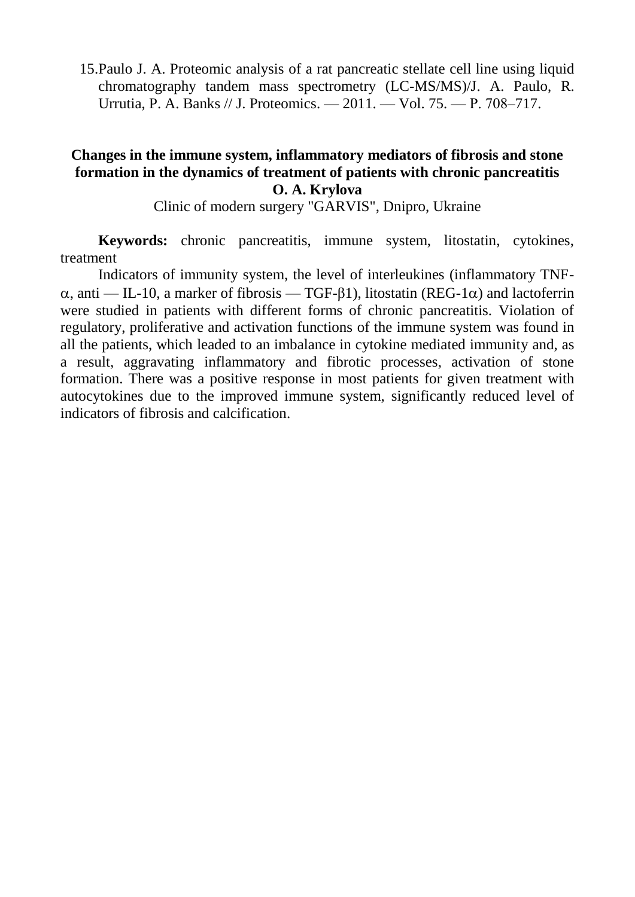15. Paulo J. A. Proteomic analysis of a rat pancreatic stellate cell line using liquid chromatography tandem mass spectrometry (LC-MS/MS)/J. A. Paulo, R. Urrutia, P. A. Banks // J. Proteomics. — 2011. — Vol. 75. — P. 708–717.

## Changes in the immune system, inflammatory mediators of fibrosis and stone formation in the dynamics of treatment of patients with chronic pancreatitis

**O. A. Krylova**

Clinic of modern surgery "GARVIS", Dnipro, Ukraine

**Keywords:** chronic pancreatitis, immune system, litostatin, cytokines, treatment

Indicators of immunity system, the level of interleukines (inflammatory TNF-$\alpha$, anti — IL-10, a marker of fibrosis — TGF-$\beta$1), litostatin (REG-1$\alpha$) and lactoferrin were studied in patients with different forms of chronic pancreatitis. Violation of regulatory, proliferative and activation functions of the immune system was found in all the patients, which leaded to an imbalance in cytokine mediated immunity and, as a result, aggravating inflammatory and fibrotic processes, activation of stone formation. There was a positive response in most patients for given treatment with autocytokines due to the improved immune system, significantly reduced level of indicators of fibrosis and calcification.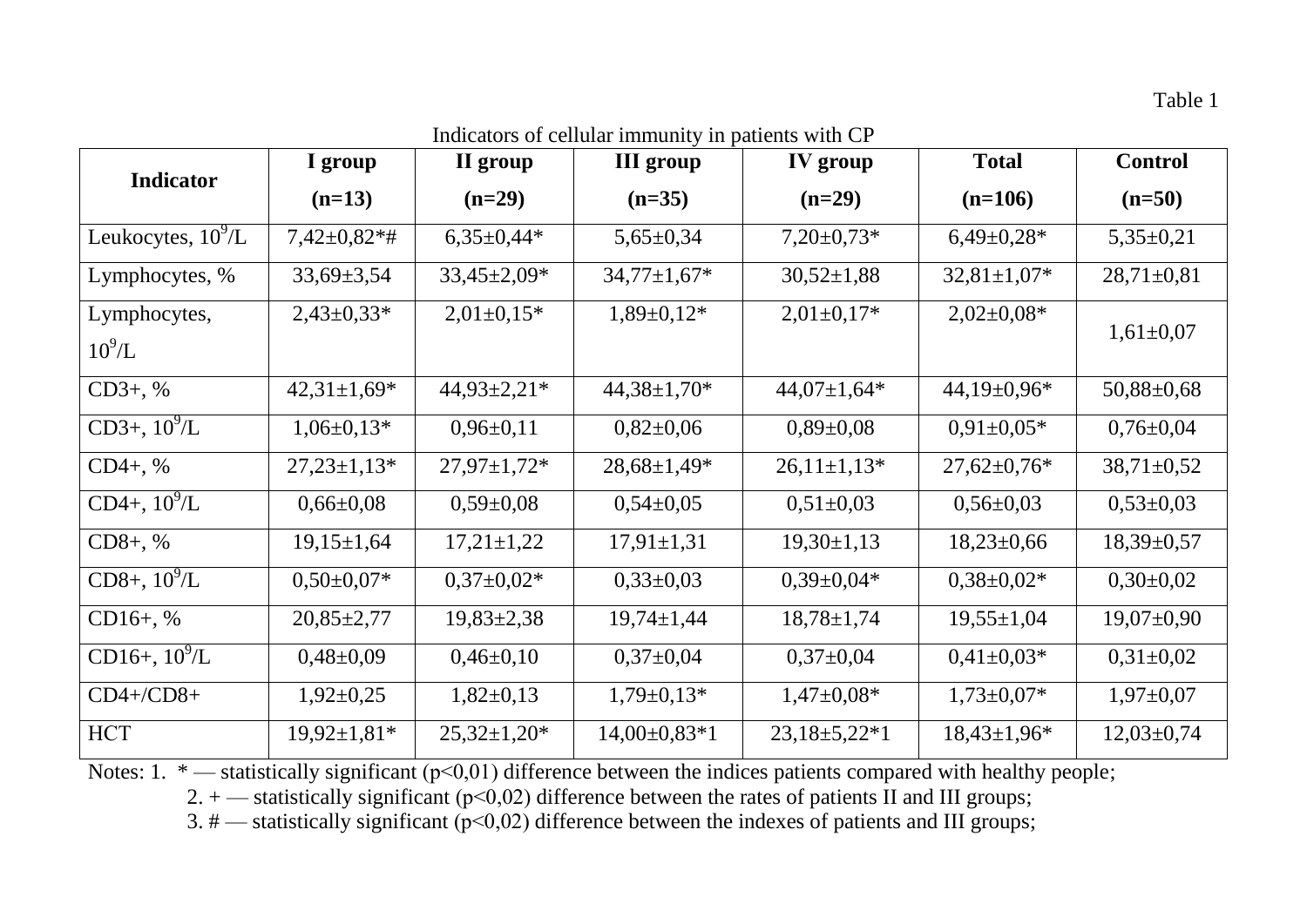Table 1

Indicators of cellular immunity in patients with CP

| Indicator | I group (n=13) | II group (n=29) | III group (n=35) | IV group (n=29) | Total (n=106) | Control (n=50) |
|---|---|---|---|---|---|---|
| Leukocytes, $10^9$/L | 7,42±0,82*# | 6,35±0,44* | 5,65±0,34 | 7,20±0,73* | 6,49±0,28* | 5,35±0,21 |
| Lymphocytes, % | 33,69±3,54 | 33,45±2,09* | 34,77±1,67* | 30,52±1,88 | 32,81±1,07* | 28,71±0,81 |
| Lymphocytes, $10^9$/L | 2,43±0,33* | 2,01±0,15* | 1,89±0,12* | 2,01±0,17* | 2,02±0,08* | 1,61±0,07 |
| CD3+, % | 42,31±1,69* | 44,93±2,21* | 44,38±1,70* | 44,07±1,64* | 44,19±0,96* | 50,88±0,68 |
| CD3+, $10^9$/L | 1,06±0,13* | 0,96±0,11 | 0,82±0,06 | 0,89±0,08 | 0,91±0,05* | 0,76±0,04 |
| CD4+, % | 27,23±1,13* | 27,97±1,72* | 28,68±1,49* | 26,11±1,13* | 27,62±0,76* | 38,71±0,52 |
| CD4+, $10^9$/L | 0,66±0,08 | 0,59±0,08 | 0,54±0,05 | 0,51±0,03 | 0,56±0,03 | 0,53±0,03 |
| CD8+, % | 19,15±1,64 | 17,21±1,22 | 17,91±1,31 | 19,30±1,13 | 18,23±0,66 | 18,39±0,57 |
| CD8+, $10^9$/L | 0,50±0,07* | 0,37±0,02* | 0,33±0,03 | 0,39±0,04* | 0,38±0,02* | 0,30±0,02 |
| CD16+, % | 20,85±2,77 | 19,83±2,38 | 19,74±1,44 | 18,78±1,74 | 19,55±1,04 | 19,07±0,90 |
| CD16+, $10^9$/L | 0,48±0,09 | 0,46±0,10 | 0,37±0,04 | 0,37±0,04 | 0,41±0,03* | 0,31±0,02 |
| CD4+/CD8+ | 1,92±0,25 | 1,82±0,13 | 1,79±0,13* | 1,47±0,08* | 1,73±0,07* | 1,97±0,07 |
| HCT | 19,92±1,81* | 25,32±1,20* | 14,00±0,83*1 | 23,18±5,22*1 | 18,43±1,96* | 12,03±0,74 |

Notes: 1. * — statistically significant ($p<0,01$) difference between the indices patients compared with healthy people;

2. + — statistically significant ($p<0,02$) difference between the rates of patients II and III groups;

3. # — statistically significant ($p<0,02$) difference between the indexes of patients and III groups;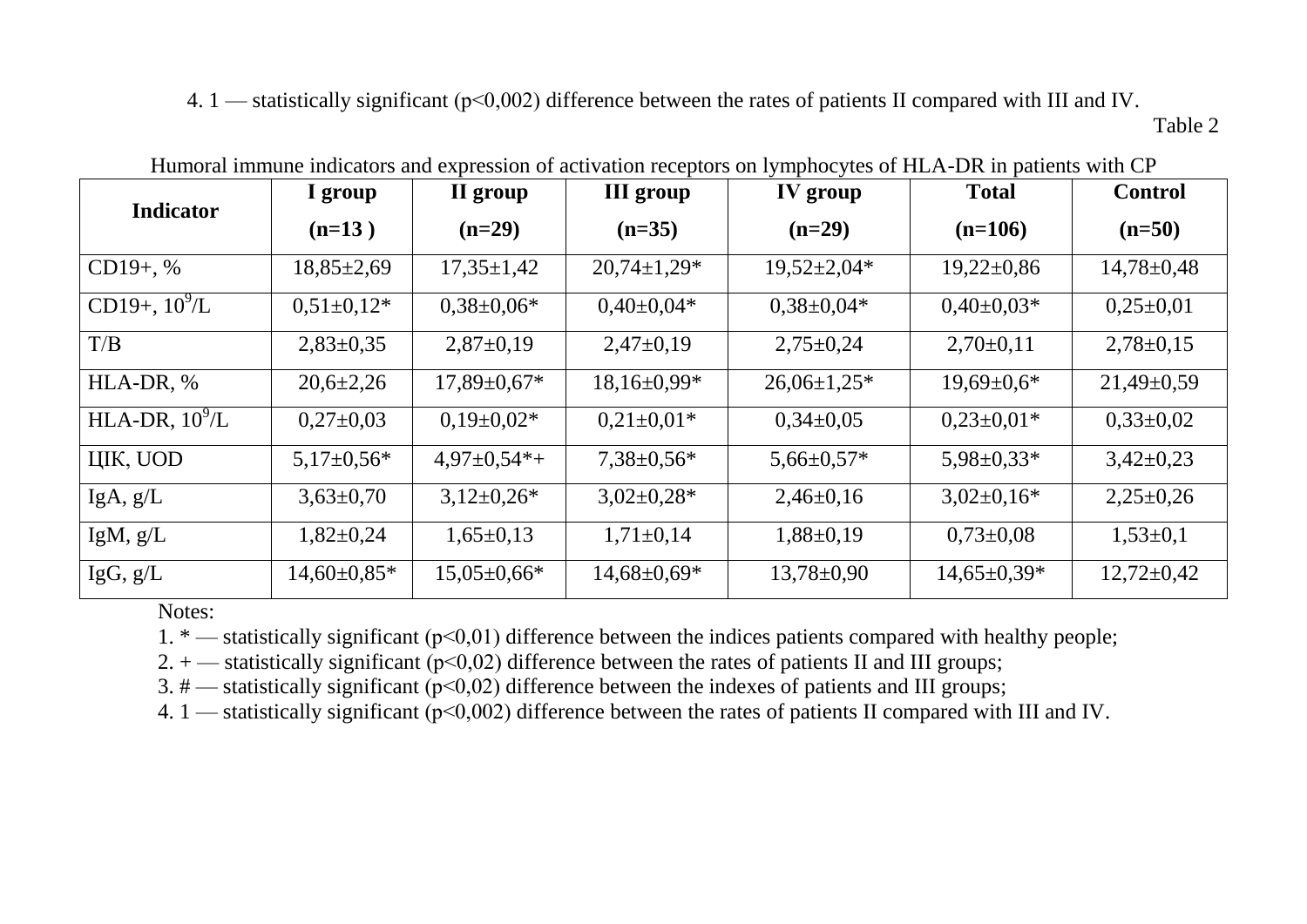4. 1 — statistically significant (p<0,002) difference between the rates of patients II compared with III and IV.

Table 2

Humoral immune indicators and expression of activation receptors on lymphocytes of HLA-DR in patients with CP

| Indicator | I group (n=13 ) | II group (n=29) | III group (n=35) | IV group (n=29) | Total (n=106) | Control (n=50) |
|---|---|---|---|---|---|---|
| CD19+, % | 18,85±2,69 | 17,35±1,42 | 20,74±1,29* | 19,52±2,04* | 19,22±0,86 | 14,78±0,48 |
| CD19+, $10^9$/L | 0,51±0,12* | 0,38±0,06* | 0,40±0,04* | 0,38±0,04* | 0,40±0,03* | 0,25±0,01 |
| T/B | 2,83±0,35 | 2,87±0,19 | 2,47±0,19 | 2,75±0,24 | 2,70±0,11 | 2,78±0,15 |
| HLA-DR, % | 20,6±2,26 | 17,89±0,67* | 18,16±0,99* | 26,06±1,25* | 19,69±0,6* | 21,49±0,59 |
| HLA-DR, $10^9$/L | 0,27±0,03 | 0,19±0,02* | 0,21±0,01* | 0,34±0,05 | 0,23±0,01* | 0,33±0,02 |
| ЦІК, UOD | 5,17±0,56* | 4,97±0,54*+ | 7,38±0,56* | 5,66±0,57* | 5,98±0,33* | 3,42±0,23 |
| IgA, g/L | 3,63±0,70 | 3,12±0,26* | 3,02±0,28* | 2,46±0,16 | 3,02±0,16* | 2,25±0,26 |
| IgM, g/L | 1,82±0,24 | 1,65±0,13 | 1,71±0,14 | 1,88±0,19 | 0,73±0,08 | 1,53±0,1 |
| IgG, g/L | 14,60±0,85* | 15,05±0,66* | 14,68±0,69* | 13,78±0,90 | 14,65±0,39* | 12,72±0,42 |

Notes:

1. * — statistically significant (p<0,01) difference between the indices patients compared with healthy people;
2. + — statistically significant (p<0,02) difference between the rates of patients II and III groups;
3. # — statistically significant (p<0,02) difference between the indexes of patients and III groups;
4. 1 — statistically significant (p<0,002) difference between the rates of patients II compared with III and IV.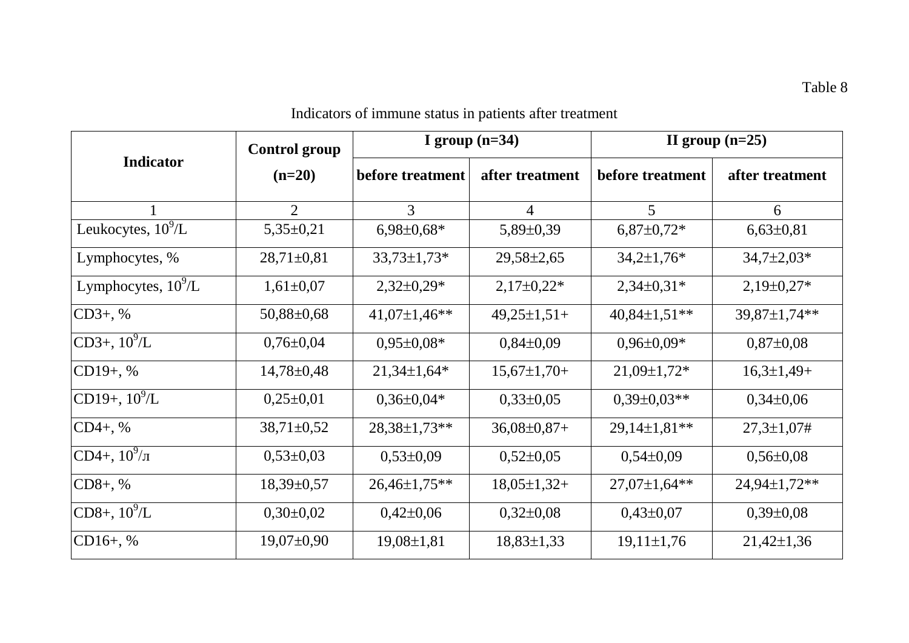Table 8

Indicators of immune status in patients after treatment

| Indicator | Control group (n=20) | I group (n=34) | | II group (n=25) | |
|---|---|---|---|---|---|
| | | before treatment | after treatment | before treatment | after treatment |
| 1 | 2 | 3 | 4 | 5 | 6 |
| Leukocytes, $10^9$/L | 5,35±0,21 | 6,98±0,68* | 5,89±0,39 | 6,87±0,72* | 6,63±0,81 |
| Lymphocytes, % | 28,71±0,81 | 33,73±1,73* | 29,58±2,65 | 34,2±1,76* | 34,7±2,03* |
| Lymphocytes, $10^9$/L | 1,61±0,07 | 2,32±0,29* | 2,17±0,22* | 2,34±0,31* | 2,19±0,27* |
| CD3+, % | 50,88±0,68 | 41,07±1,46** | 49,25±1,51+ | 40,84±1,51** | 39,87±1,74** |
| CD3+, $10^9$/L | 0,76±0,04 | 0,95±0,08* | 0,84±0,09 | 0,96±0,09* | 0,87±0,08 |
| CD19+, % | 14,78±0,48 | 21,34±1,64* | 15,67±1,70+ | 21,09±1,72* | 16,3±1,49+ |
| CD19+, $10^9$/L | 0,25±0,01 | 0,36±0,04* | 0,33±0,05 | 0,39±0,03** | 0,34±0,06 |
| CD4+, % | 38,71±0,52 | 28,38±1,73** | 36,08±0,87+ | 29,14±1,81** | 27,3±1,07# |
| CD4+, $10^9$/л | 0,53±0,03 | 0,53±0,09 | 0,52±0,05 | 0,54±0,09 | 0,56±0,08 |
| CD8+, % | 18,39±0,57 | 26,46±1,75** | 18,05±1,32+ | 27,07±1,64** | 24,94±1,72** |
| CD8+, $10^9$/L | 0,30±0,02 | 0,42±0,06 | 0,32±0,08 | 0,43±0,07 | 0,39±0,08 |
| CD16+, % | 19,07±0,90 | 19,08±1,81 | 18,83±1,33 | 19,11±1,76 | 21,42±1,36 |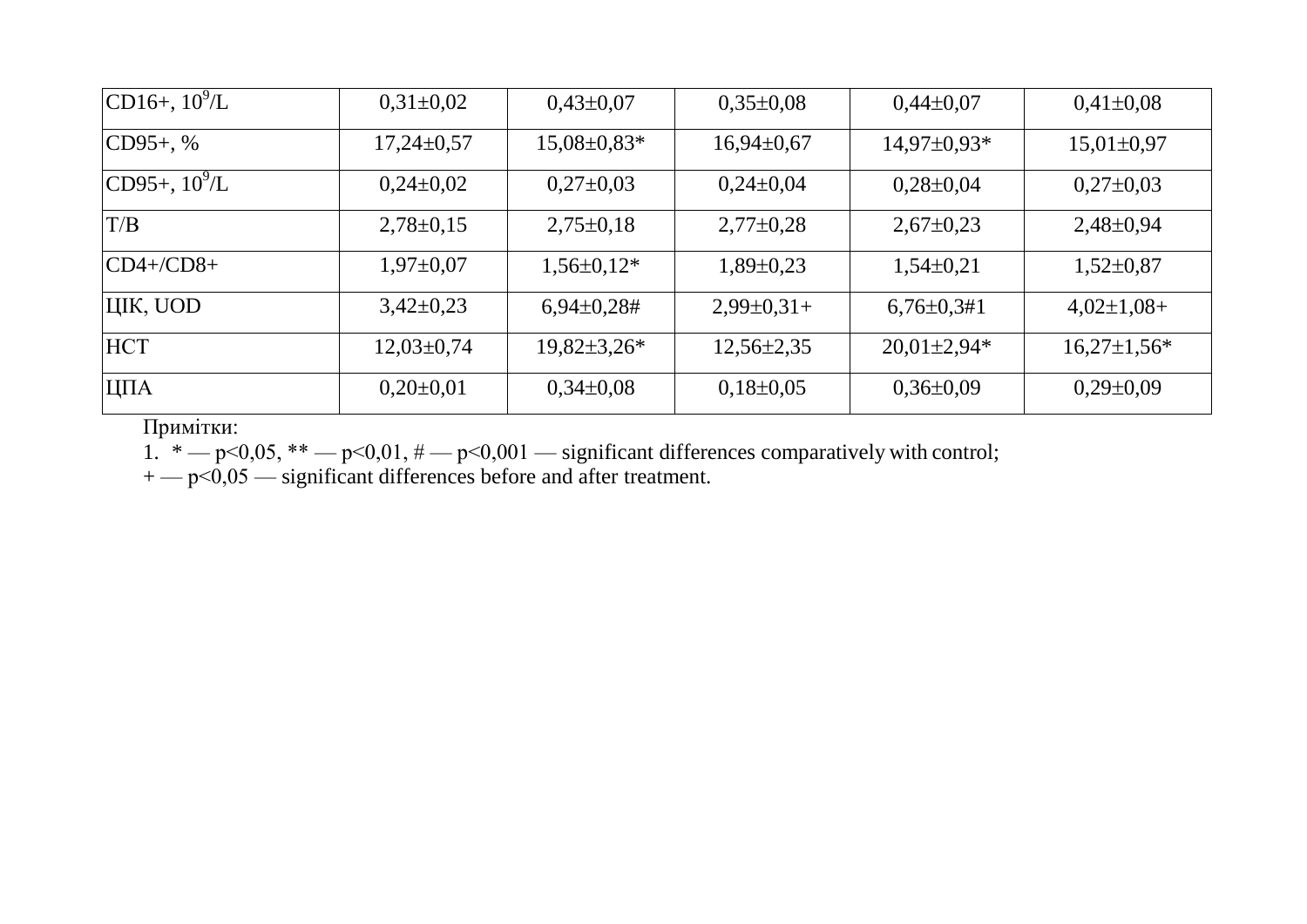| | | | | | |
|---|---|---|---|---|---|
| CD16+, $10^9$/L | 0,31±0,02 | 0,43±0,07 | 0,35±0,08 | 0,44±0,07 | 0,41±0,08 |
| CD95+, % | 17,24±0,57 | 15,08±0,83* | 16,94±0,67 | 14,97±0,93* | 15,01±0,97 |
| CD95+, $10^9$/L | 0,24±0,02 | 0,27±0,03 | 0,24±0,04 | 0,28±0,04 | 0,27±0,03 |
| T/B | 2,78±0,15 | 2,75±0,18 | 2,77±0,28 | 2,67±0,23 | 2,48±0,94 |
| CD4+/CD8+ | 1,97±0,07 | 1,56±0,12* | 1,89±0,23 | 1,54±0,21 | 1,52±0,87 |
| ЦІК, UOD | 3,42±0,23 | 6,94±0,28# | 2,99±0,31+ | 6,76±0,3#1 | 4,02±1,08+ |
| НСТ | 12,03±0,74 | 19,82±3,26* | 12,56±2,35 | 20,01±2,94* | 16,27±1,56* |
| ЦПА | 0,20±0,01 | 0,34±0,08 | 0,18±0,05 | 0,36±0,09 | 0,29±0,09 |

Примітки:

1. * — $p<0,05$, ** — $p<0,01$, # — $p<0,001$ — significant differences comparatively with control;

+ — $p<0,05$ — significant differences before and after treatment.